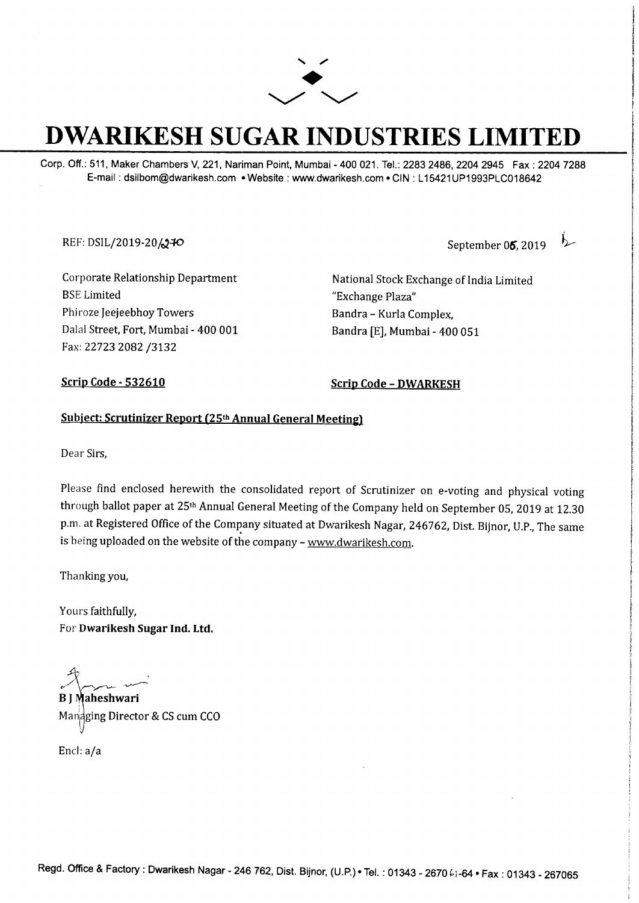# DWARIKESH SUGAR INDUSTRIES LIMITED

Corp. Off.: 511, Maker Chambers V, 221, Nariman Point, Mumbai - 400 021. Tel.: 2283 2486, 2204 2945 Fax : 2204 7288
E-mail : dsilbom@dwarikesh.com • Website : www.dwarikesh.com • CIN : L15421UP1993PLC018642

REF: DSIL/2019-20/270

September 06, 2019

Corporate Relationship Department
BSE Limited
Phiroze Jeejeebhoy Towers
Dalal Street, Fort, Mumbai - 400 001
Fax: 22723 2082 /3132

National Stock Exchange of India Limited
"Exchange Plaza"
Bandra – Kurla Complex,
Bandra [E], Mumbai - 400 051

**Scrip Code - 532610**

**Scrip Code – DWARKESH**

**Subject: Scrutinizer Report (25th Annual General Meeting)**

Dear Sirs,

Please find enclosed herewith the consolidated report of Scrutinizer on e-voting and physical voting through ballot paper at 25th Annual General Meeting of the Company held on September 05, 2019 at 12.30 p.m. at Registered Office of the Company situated at Dwarikesh Nagar, 246762, Dist. Bijnor, U.P., The same is being uploaded on the website of the company – www.dwarikesh.com.

Thanking you,

Yours faithfully,
For **Dwarikesh Sugar Ind. Ltd.**

**B J Maheshwari**
Managing Director & CS cum CCO

Encl: a/a

Regd. Office & Factory : Dwarikesh Nagar - 246 762, Dist. Bijnor, (U.P.) • Tel. : 01343 - 267061-64 • Fax : 01343 - 267065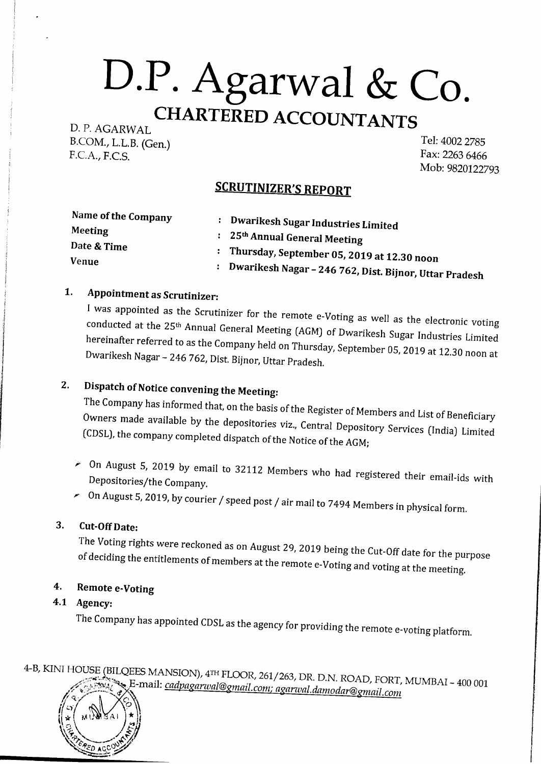# D.P. Agarwal & Co.

## CHARTERED ACCOUNTANTS

D. P. AGARWAL
B.COM., L.L.B. (Gen.)
F.C.A., F.C.S.

Tel: 4002 2785
Fax: 2263 6466
Mob: 9820122793

## SCRUTINIZER'S REPORT

| | | |
|---|---|---|
| **Name of the Company** | : | **Dwarikesh Sugar Industries Limited** |
| **Meeting** | : | **25th Annual General Meeting** |
| **Date & Time** | : | **Thursday, September 05, 2019 at 12.30 noon** |
| **Venue** | : | **Dwarikesh Nagar – 246 762, Dist. Bijnor, Uttar Pradesh** |

### 1. Appointment as Scrutinizer:

I was appointed as the Scrutinizer for the remote e-Voting as well as the electronic voting conducted at the 25th Annual General Meeting (AGM) of Dwarikesh Sugar Industries Limited hereinafter referred to as the Company held on Thursday, September 05, 2019 at 12.30 noon at Dwarikesh Nagar – 246 762, Dist. Bijnor, Uttar Pradesh.

### 2. Dispatch of Notice convening the Meeting:

The Company has informed that, on the basis of the Register of Members and List of Beneficiary Owners made available by the depositories viz., Central Depository Services (India) Limited (CDSL), the company completed dispatch of the Notice of the AGM;

- On August 5, 2019 by email to 32112 Members who had registered their email-ids with Depositories/the Company.
- On August 5, 2019, by courier / speed post / air mail to 7494 Members in physical form.

### 3. Cut-Off Date:

The Voting rights were reckoned as on August 29, 2019 being the Cut-Off date for the purpose of deciding the entitlements of members at the remote e-Voting and voting at the meeting.

### 4. Remote e-Voting

#### 4.1 Agency:

The Company has appointed CDSL as the agency for providing the remote e-voting platform.

4-B, KINI HOUSE (BILQEES MANSION), 4TH FLOOR, 261/263, DR. D.N. ROAD, FORT, MUMBAI – 400 001
E-mail: cadpagarwal@gmail.com; agarwal.damodar@gmail.com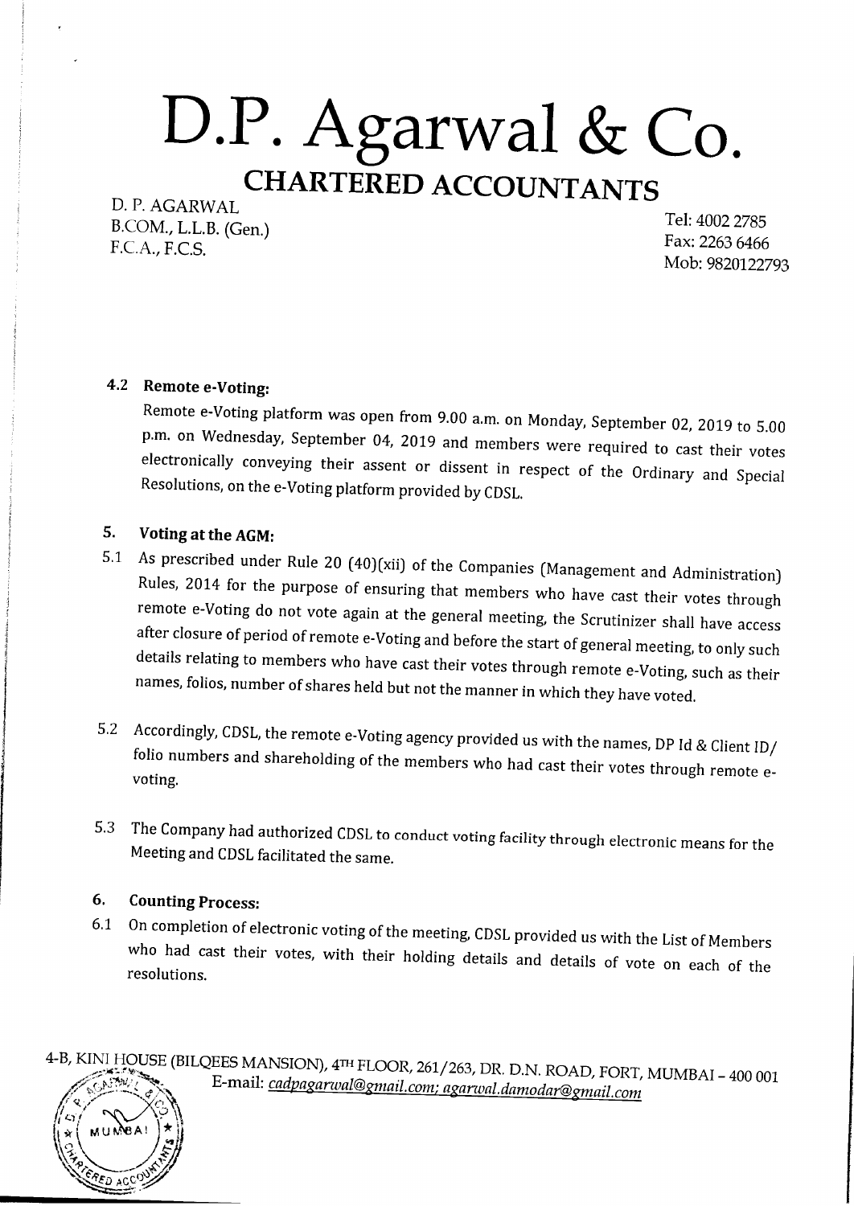# D.P. Agarwal & Co.

## CHARTERED ACCOUNTANTS

D. P. AGARWAL
B.COM., L.L.B. (Gen.)
F.C.A., F.C.S.

Tel: 4002 2785
Fax: 2263 6466
Mob: 9820122793

### 4.2 Remote e-Voting:

Remote e-Voting platform was open from 9.00 a.m. on Monday, September 02, 2019 to 5.00 p.m. on Wednesday, September 04, 2019 and members were required to cast their votes electronically conveying their assent or dissent in respect of the Ordinary and Special Resolutions, on the e-Voting platform provided by CDSL.

### 5. Voting at the AGM:

5.1 As prescribed under Rule 20 (40)(xii) of the Companies (Management and Administration) Rules, 2014 for the purpose of ensuring that members who have cast their votes through remote e-Voting do not vote again at the general meeting, the Scrutinizer shall have access after closure of period of remote e-Voting and before the start of general meeting, to only such details relating to members who have cast their votes through remote e-Voting, such as their names, folios, number of shares held but not the manner in which they have voted.

5.2 Accordingly, CDSL, the remote e-Voting agency provided us with the names, DP Id & Client ID/ folio numbers and shareholding of the members who had cast their votes through remote e-voting.

5.3 The Company had authorized CDSL to conduct voting facility through electronic means for the Meeting and CDSL facilitated the same.

### 6. Counting Process:

6.1 On completion of electronic voting of the meeting, CDSL provided us with the List of Members who had cast their votes, with their holding details and details of vote on each of the resolutions.

4-B, KINI HOUSE (BILQEES MANSION), 4TH FLOOR, 261/263, DR. D.N. ROAD, FORT, MUMBAI – 400 001
E-mail: cadpagarwal@gmail.com; agarwal.damodar@gmail.com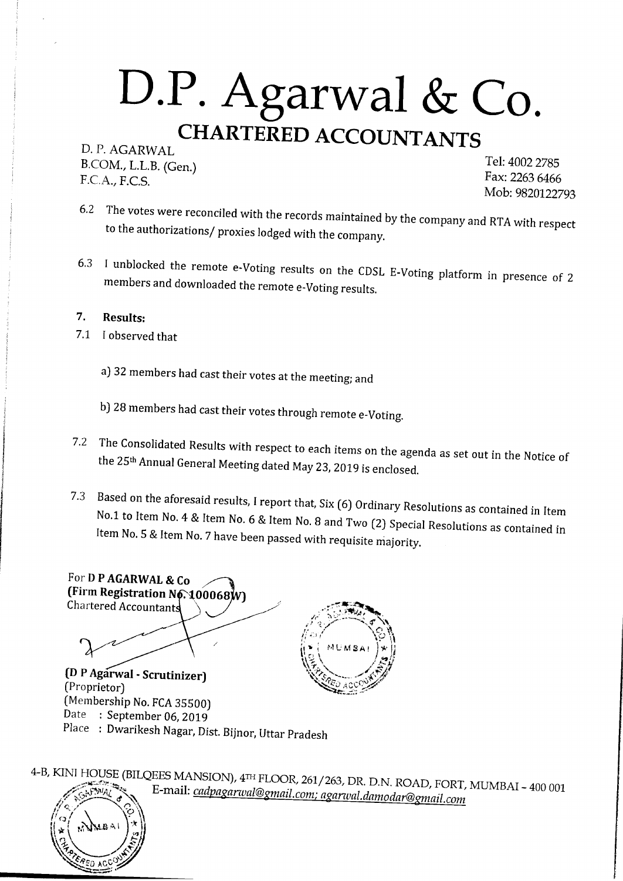# D.P. Agarwal & Co.

## CHARTERED ACCOUNTANTS

D. P. AGARWAL
B.COM., L.L.B. (Gen.)
F.C.A., F.C.S.

Tel: 4002 2785
Fax: 2263 6466
Mob: 9820122793

6.2 The votes were reconciled with the records maintained by the company and RTA with respect to the authorizations/ proxies lodged with the company.

6.3 I unblocked the remote e-Voting results on the CDSL E-Voting platform in presence of 2 members and downloaded the remote e-Voting results.

**7. Results:**

7.1 I observed that

a) 32 members had cast their votes at the meeting; and

b) 28 members had cast their votes through remote e-Voting.

7.2 The Consolidated Results with respect to each items on the agenda as set out in the Notice of the 25th Annual General Meeting dated May 23, 2019 is enclosed.

7.3 Based on the aforesaid results, I report that, Six (6) Ordinary Resolutions as contained in Item No.1 to Item No. 4 & Item No. 6 & Item No. 8 and Two (2) Special Resolutions as contained in Item No. 5 & Item No. 7 have been passed with requisite majority.

For **D P AGARWAL & Co**
**(Firm Registration No. 100068W)**
Chartered Accountants

**(D P Agarwal - Scrutinizer)**
(Proprietor)
(Membership No. FCA 35500)
Date : September 06, 2019
Place : Dwarikesh Nagar, Dist. Bijnor, Uttar Pradesh

4-B, KINI HOUSE (BILQEES MANSION), 4TH FLOOR, 261/263, DR. D.N. ROAD, FORT, MUMBAI – 400 001
E-mail: cadpagarwal@gmail.com; agarwal.damodar@gmail.com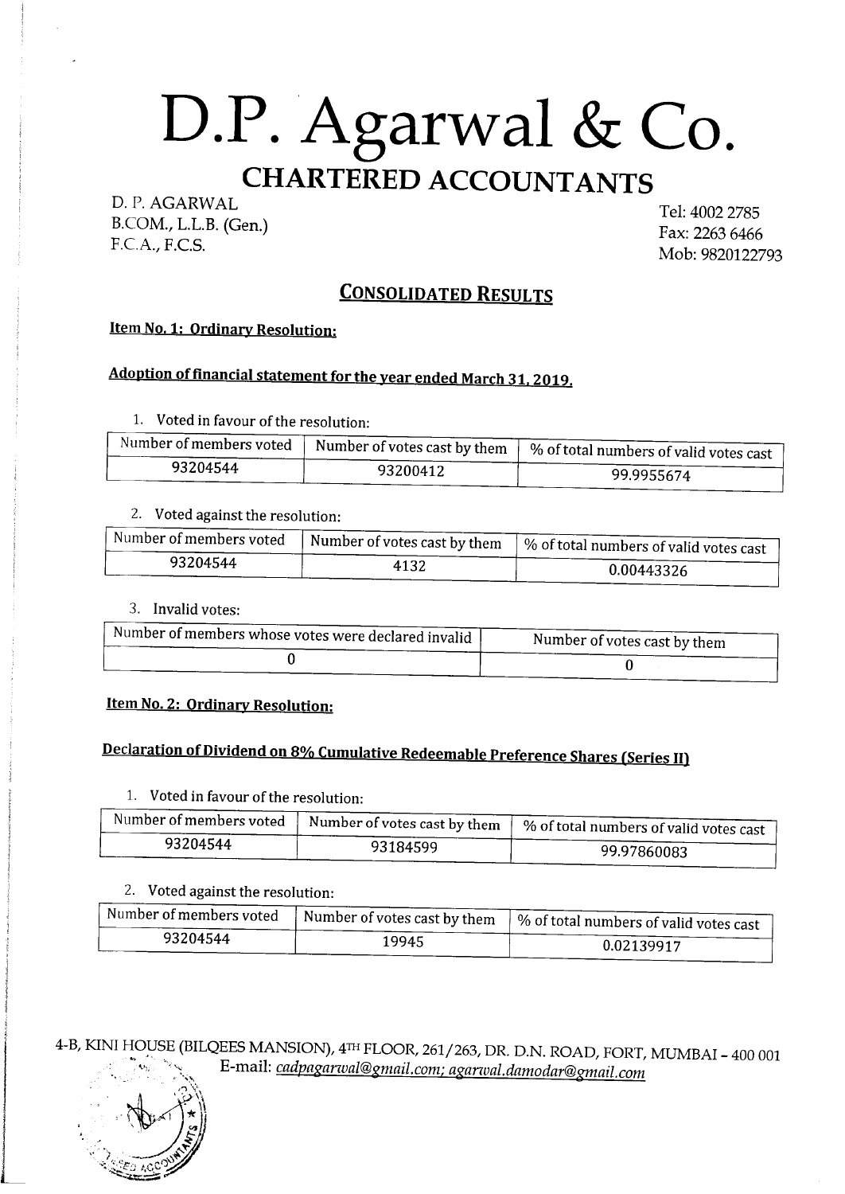# D.P. Agarwal & Co.

## CHARTERED ACCOUNTANTS

D. P. AGARWAL
B.COM., L.L.B. (Gen.)
F.C.A., F.C.S.

Tel: 4002 2785
Fax: 2263 6466
Mob: 9820122793

## CONSOLIDATED RESULTS

**Item No. 1: Ordinary Resolution:**

**Adoption of financial statement for the year ended March 31, 2019.**

1. Voted in favour of the resolution:

| Number of members voted | Number of votes cast by them | % of total numbers of valid votes cast |
|---|---|---|
| 93204544 | 93200412 | 99.9955674 |

2. Voted against the resolution:

| Number of members voted | Number of votes cast by them | % of total numbers of valid votes cast |
|---|---|---|
| 93204544 | 4132 | 0.00443326 |

3. Invalid votes:

| Number of members whose votes were declared invalid | Number of votes cast by them |
|---|---|
| 0 | 0 |

**Item No. 2: Ordinary Resolution:**

**Declaration of Dividend on 8% Cumulative Redeemable Preference Shares (Series II)**

1. Voted in favour of the resolution:

| Number of members voted | Number of votes cast by them | % of total numbers of valid votes cast |
|---|---|---|
| 93204544 | 93184599 | 99.97860083 |

2. Voted against the resolution:

| Number of members voted | Number of votes cast by them | % of total numbers of valid votes cast |
|---|---|---|
| 93204544 | 19945 | 0.02139917 |

4-B, KINI HOUSE (BILQEES MANSION), 4TH FLOOR, 261/263, DR. D.N. ROAD, FORT, MUMBAI – 400 001
E-mail: cadpagarwal@gmail.com; agarwal.damodar@gmail.com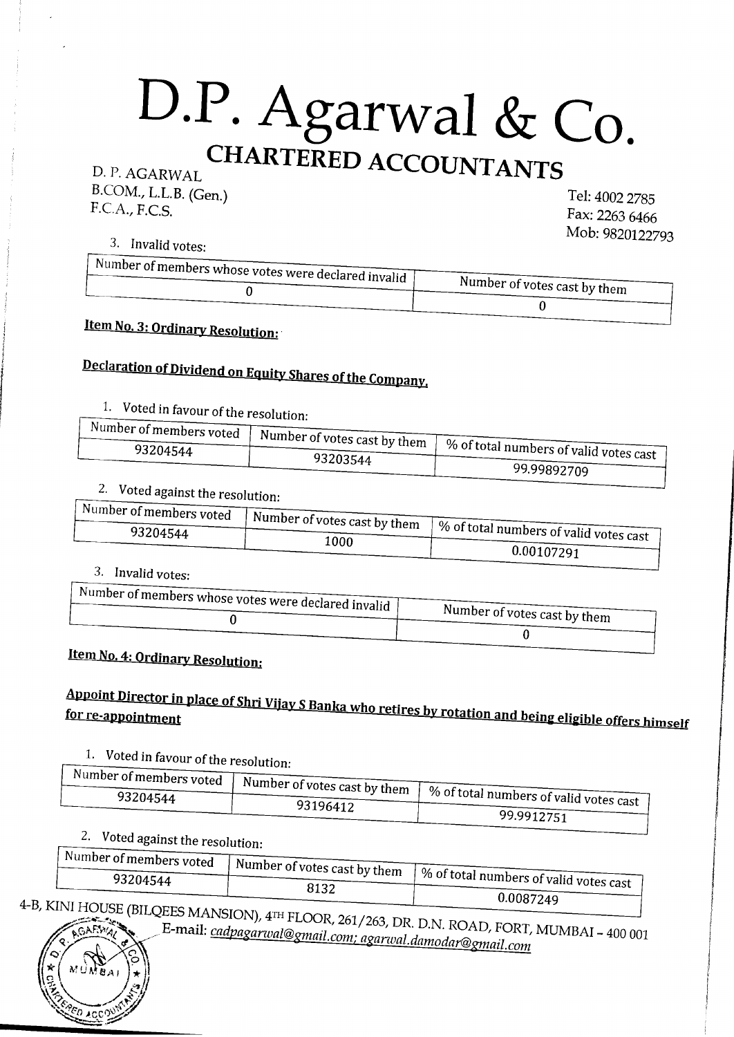# D.P. Agarwal & Co.

## CHARTERED ACCOUNTANTS

D. P. AGARWAL
B.COM., L.L.B. (Gen.)
F.C.A., F.C.S.

Tel: 4002 2785
Fax: 2263 6466
Mob: 9820122793

3. Invalid votes:

| Number of members whose votes were declared invalid | Number of votes cast by them |
|---|---|
| 0 | 0 |

**Item No. 3: Ordinary Resolution:**

**Declaration of Dividend on Equity Shares of the Company.**

1. Voted in favour of the resolution:

| Number of members voted | Number of votes cast by them | % of total numbers of valid votes cast |
|---|---|---|
| 93204544 | 93203544 | 99.99892709 |

2. Voted against the resolution:

| Number of members voted | Number of votes cast by them | % of total numbers of valid votes cast |
|---|---|---|
| 93204544 | 1000 | 0.00107291 |

3. Invalid votes:

| Number of members whose votes were declared invalid | Number of votes cast by them |
|---|---|
| 0 | 0 |

**Item No. 4: Ordinary Resolution:**

**Appoint Director in place of Shri Vijay S Banka who retires by rotation and being eligible offers himself for re-appointment**

1. Voted in favour of the resolution:

| Number of members voted | Number of votes cast by them | % of total numbers of valid votes cast |
|---|---|---|
| 93204544 | 93196412 | 99.9912751 |

2. Voted against the resolution:

| Number of members voted | Number of votes cast by them | % of total numbers of valid votes cast |
|---|---|---|
| 93204544 | 8132 | 0.0087249 |

4-B, KINI HOUSE (BILQEES MANSION), 4TH FLOOR, 261/263, DR. D.N. ROAD, FORT, MUMBAI – 400 001
E-mail: cadpagarwal@gmail.com; agarwal.damodar@gmail.com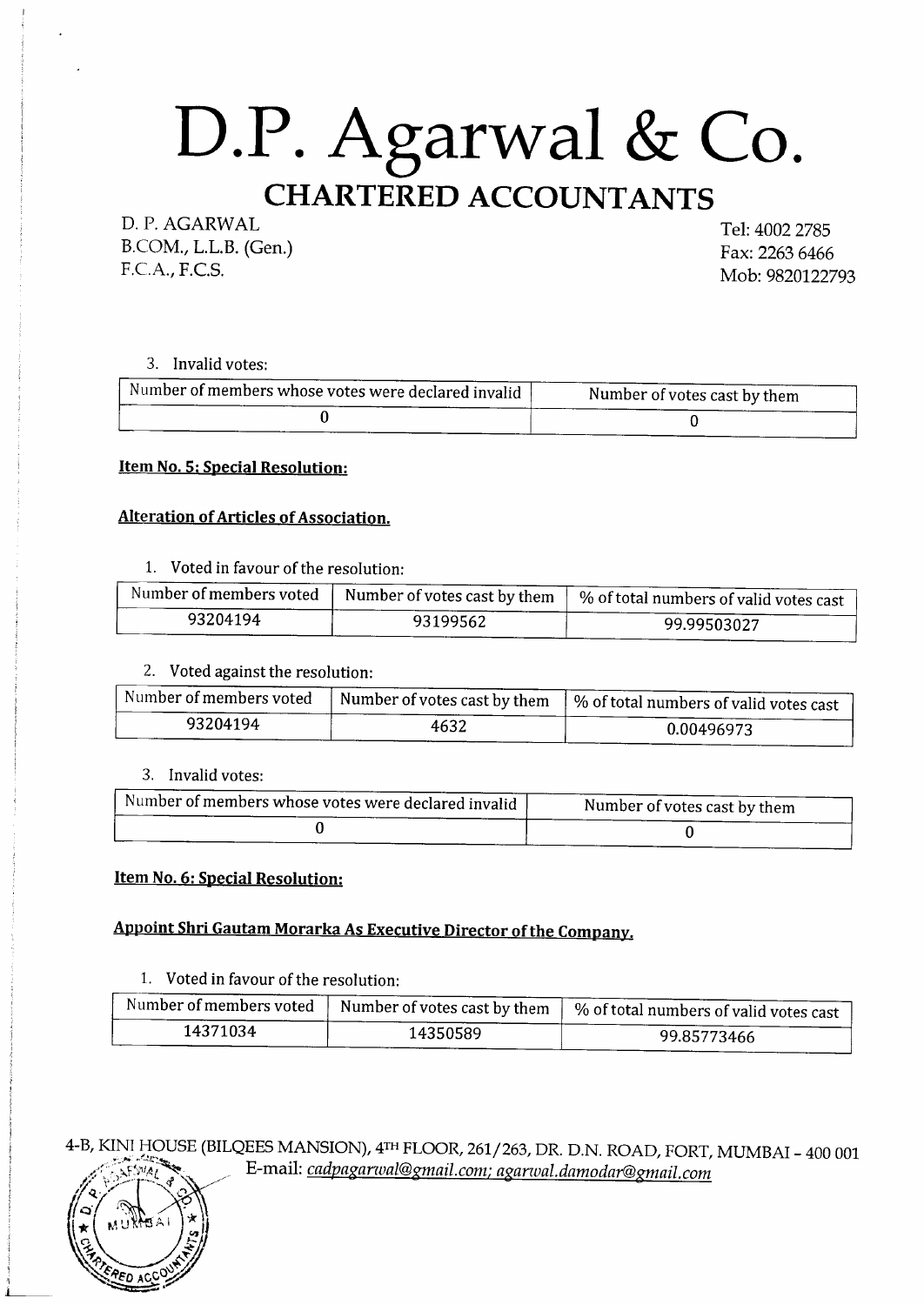# D.P. Agarwal & Co.

## CHARTERED ACCOUNTANTS

D. P. AGARWAL
B.COM., L.L.B. (Gen.)
F.C.A., F.C.S.

Tel: 4002 2785
Fax: 2263 6466
Mob: 9820122793

3. Invalid votes:

| Number of members whose votes were declared invalid | Number of votes cast by them |
|---|---|
| 0 | 0 |

**Item No. 5: Special Resolution:**

**Alteration of Articles of Association.**

1. Voted in favour of the resolution:

| Number of members voted | Number of votes cast by them | % of total numbers of valid votes cast |
|---|---|---|
| 93204194 | 93199562 | 99.99503027 |

2. Voted against the resolution:

| Number of members voted | Number of votes cast by them | % of total numbers of valid votes cast |
|---|---|---|
| 93204194 | 4632 | 0.00496973 |

3. Invalid votes:

| Number of members whose votes were declared invalid | Number of votes cast by them |
|---|---|
| 0 | 0 |

**Item No. 6: Special Resolution:**

**Appoint Shri Gautam Morarka As Executive Director of the Company.**

1. Voted in favour of the resolution:

| Number of members voted | Number of votes cast by them | % of total numbers of valid votes cast |
|---|---|---|
| 14371034 | 14350589 | 99.85773466 |

4-B, KINI HOUSE (BILQEES MANSION), 4TH FLOOR, 261/263, DR. D.N. ROAD, FORT, MUMBAI - 400 001
E-mail: cadpagarwal@gmail.com; agarwal.damodar@gmail.com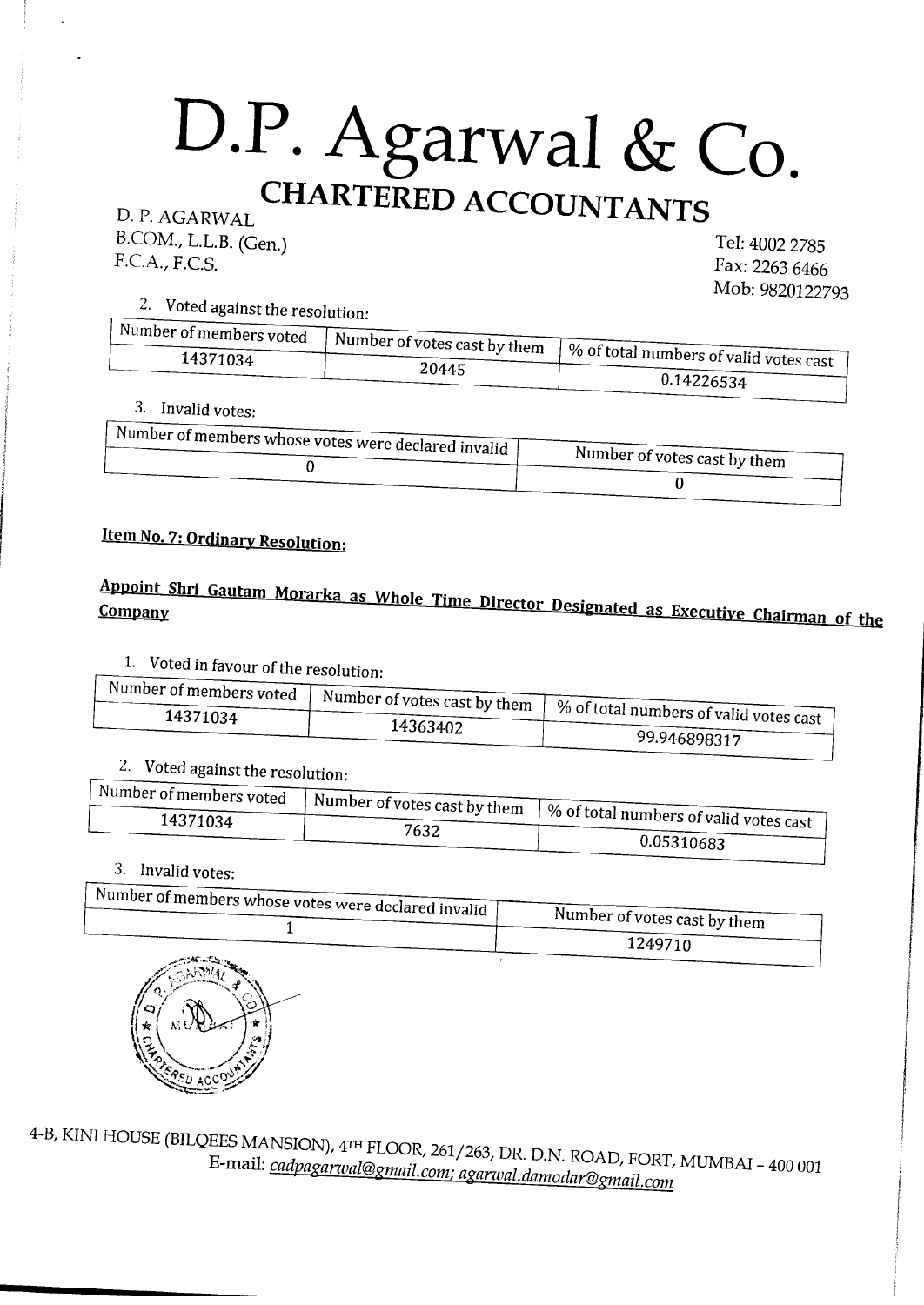# D.P. Agarwal & Co.

## CHARTERED ACCOUNTANTS

D. P. AGARWAL
B.COM., L.L.B. (Gen.)
F.C.A., F.C.S.

Tel: 4002 2785
Fax: 2263 6466
Mob: 9820122793

2. Voted against the resolution:

| Number of members voted | Number of votes cast by them | % of total numbers of valid votes cast |
|---|---|---|
| 14371034 | 20445 | 0.14226534 |

3. Invalid votes:

| Number of members whose votes were declared invalid | Number of votes cast by them |
|---|---|
| 0 | 0 |

**Item No. 7: Ordinary Resolution:**

**Appoint Shri Gautam Morarka as Whole Time Director Designated as Executive Chairman of the Company**

1. Voted in favour of the resolution:

| Number of members voted | Number of votes cast by them | % of total numbers of valid votes cast |
|---|---|---|
| 14371034 | 14363402 | 99.946898317 |

2. Voted against the resolution:

| Number of members voted | Number of votes cast by them | % of total numbers of valid votes cast |
|---|---|---|
| 14371034 | 7632 | 0.05310683 |

3. Invalid votes:

| Number of members whose votes were declared invalid | Number of votes cast by them |
|---|---|
| 1 | 1249710 |

4-B, KINI HOUSE (BILQEES MANSION), 4TH FLOOR, 261/263, DR. D.N. ROAD, FORT, MUMBAI – 400 001
E-mail: cadpagarwal@gmail.com; agarwal.damodar@gmail.com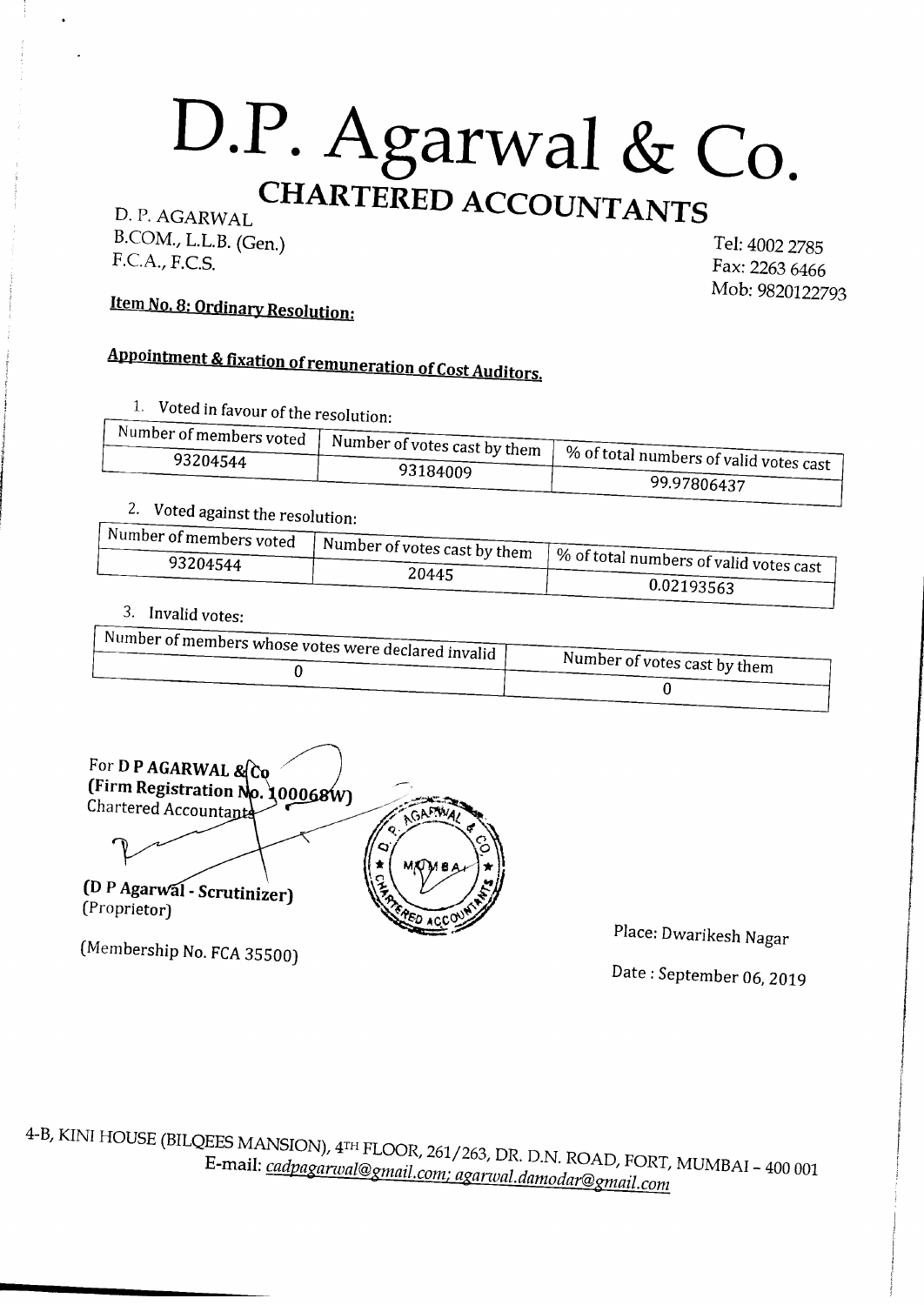# D.P. Agarwal & Co.

## CHARTERED ACCOUNTANTS

D. P. AGARWAL
B.COM., L.L.B. (Gen.)
F.C.A., F.C.S.

Tel: 4002 2785
Fax: 2263 6466
Mob: 9820122793

**Item No. 8: Ordinary Resolution:**

**Appointment & fixation of remuneration of Cost Auditors.**

1. Voted in favour of the resolution:

| Number of members voted | Number of votes cast by them | % of total numbers of valid votes cast |
|---|---|---|
| 93204544 | 93184009 | 99.97806437 |

2. Voted against the resolution:

| Number of members voted | Number of votes cast by them | % of total numbers of valid votes cast |
|---|---|---|
| 93204544 | 20445 | 0.02193563 |

3. Invalid votes:

| Number of members whose votes were declared invalid | Number of votes cast by them |
|---|---|
| 0 | 0 |

For **D P AGARWAL & Co**
**(Firm Registration No. 100068W)**
Chartered Accountants

**(D P Agarwal - Scrutinizer)**
(Proprietor)

(Membership No. FCA 35500)

Place: Dwarikesh Nagar

Date : September 06, 2019

4-B, KINI HOUSE (BILQEES MANSION), 4TH FLOOR, 261/263, DR. D.N. ROAD, FORT, MUMBAI – 400 001
E-mail: cadpagarwal@gmail.com; agarwal.damodar@gmail.com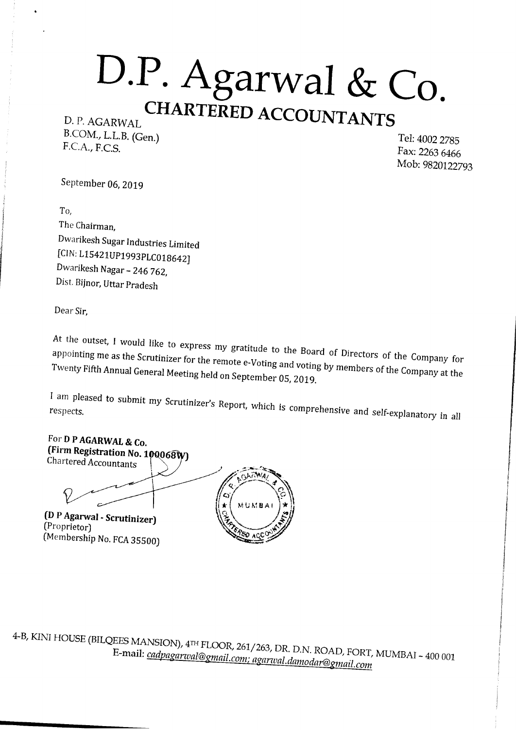# D.P. Agarwal & Co.

## CHARTERED ACCOUNTANTS

D. P. AGARWAL
B.COM., L.L.B. (Gen.)
F.C.A., F.C.S.

Tel: 4002 2785
Fax: 2263 6466
Mob: 9820122793

September 06, 2019

To,
The Chairman,
Dwarikesh Sugar Industries Limited
[CIN: L15421UP1993PLC018642]
Dwarikesh Nagar – 246 762,
Dist. Bijnor, Uttar Pradesh

Dear Sir,

At the outset, I would like to express my gratitude to the Board of Directors of the Company for appointing me as the Scrutinizer for the remote e-Voting and voting by members of the Company at the Twenty Fifth Annual General Meeting held on September 05, 2019.

I am pleased to submit my Scrutinizer's Report, which is comprehensive and self-explanatory in all respects.

For **D P AGARWAL & Co.**
**(Firm Registration No. 100068W)**
Chartered Accountants

**(D P Agarwal - Scrutinizer)**
(Proprietor)
(Membership No. FCA 35500)

4-B, KINI HOUSE (BILQEES MANSION), 4TH FLOOR, 261/263, DR. D.N. ROAD, FORT, MUMBAI – 400 001
E-mail: cadpagarwal@gmail.com; agarwal.damodar@gmail.com